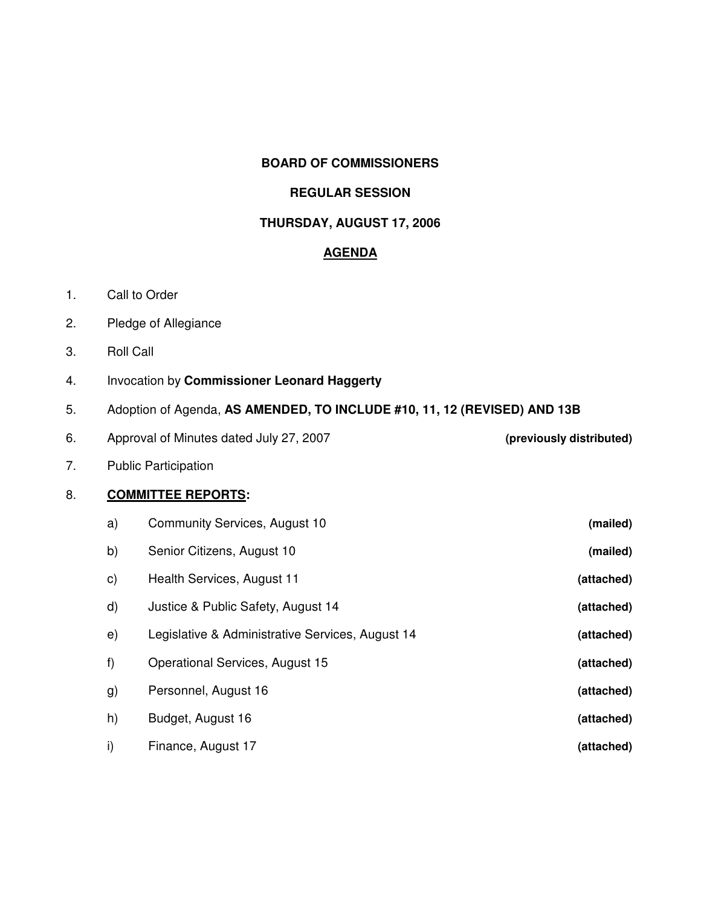**BOARD OF COMMISSIONERS**

**REGULAR SESSION**

**THURSDAY, AUGUST 17, 2006**

**AGENDA**

1. Call to Order
2. Pledge of Allegiance
3. Roll Call
4. Invocation by **Commissioner Leonard Haggerty**
5. Adoption of Agenda, **AS AMENDED, TO INCLUDE #10, 11, 12 (REVISED) AND 13B**
6. Approval of Minutes dated July 27, 2007 **(previously distributed)**
7. Public Participation
8. **COMMITTEE REPORTS:**
   - a) Community Services, August 10 **(mailed)**
   - b) Senior Citizens, August 10 **(mailed)**
   - c) Health Services, August 11 **(attached)**
   - d) Justice & Public Safety, August 14 **(attached)**
   - e) Legislative & Administrative Services, August 14 **(attached)**
   - f) Operational Services, August 15 **(attached)**
   - g) Personnel, August 16 **(attached)**
   - h) Budget, August 16 **(attached)**
   - i) Finance, August 17 **(attached)**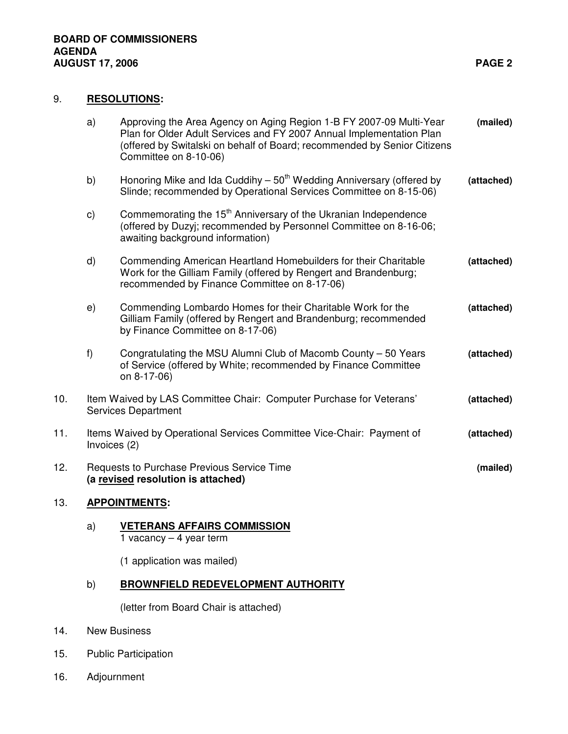9. **RESOLUTIONS:**

   a) Approving the Area Agency on Aging Region 1-B FY 2007-09 Multi-Year Plan for Older Adult Services and FY 2007 Annual Implementation Plan (offered by Switalski on behalf of Board; recommended by Senior Citizens Committee on 8-10-06) **(mailed)**

   b) Honoring Mike and Ida Cuddihy – 50th Wedding Anniversary (offered by Slinde; recommended by Operational Services Committee on 8-15-06) **(attached)**

   c) Commemorating the 15th Anniversary of the Ukranian Independence (offered by Duzyj; recommended by Personnel Committee on 8-16-06; awaiting background information)

   d) Commending American Heartland Homebuilders for their Charitable Work for the Gilliam Family (offered by Rengert and Brandenburg; recommended by Finance Committee on 8-17-06) **(attached)**

   e) Commending Lombardo Homes for their Charitable Work for the Gilliam Family (offered by Rengert and Brandenburg; recommended by Finance Committee on 8-17-06) **(attached)**

   f) Congratulating the MSU Alumni Club of Macomb County – 50 Years of Service (offered by White; recommended by Finance Committee on 8-17-06) **(attached)**

10. Item Waived by LAS Committee Chair: Computer Purchase for Veterans' Services Department **(attached)**

11. Items Waived by Operational Services Committee Vice-Chair: Payment of Invoices (2) **(attached)**

12. Requests to Purchase Previous Service Time **(mailed)**
    **(a revised resolution is attached)**

13. **APPOINTMENTS:**

    a) **VETERANS AFFAIRS COMMISSION**
       1 vacancy – 4 year term

       (1 application was mailed)

    b) **BROWNFIELD REDEVELOPMENT AUTHORITY**

       (letter from Board Chair is attached)

14. New Business

15. Public Participation

16. Adjournment